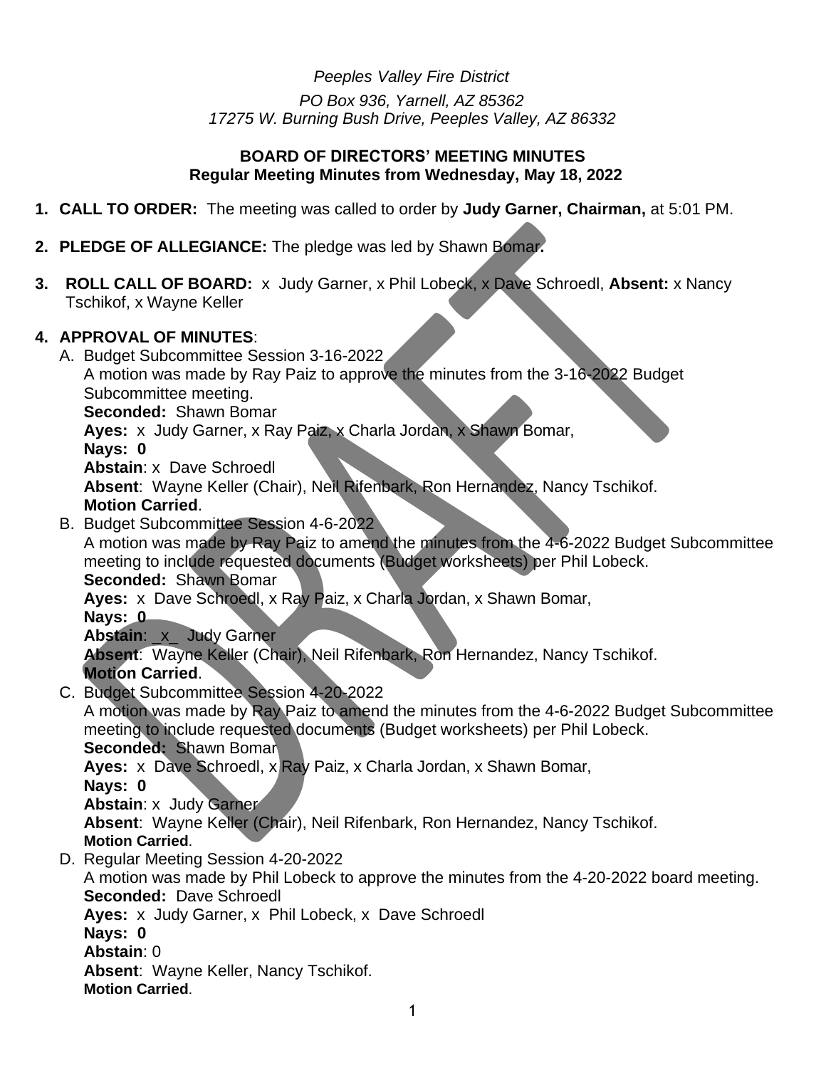*Peeples Valley Fire District*

*PO Box 936, Yarnell, AZ 85362*
*17275 W. Burning Bush Drive, Peeples Valley, AZ 86332*

**BOARD OF DIRECTORS' MEETING MINUTES**
**Regular Meeting Minutes from Wednesday, May 18, 2022**

1. **CALL TO ORDER:** The meeting was called to order by **Judy Garner, Chairman,** at 5:01 PM.

2. **PLEDGE OF ALLEGIANCE:** The pledge was led by Shawn Bomar**.**

3. **ROLL CALL OF BOARD:** x Judy Garner, x Phil Lobeck, x Dave Schroedl, **Absent:** x Nancy Tschikof, x Wayne Keller

4. **APPROVAL OF MINUTES**:
   A. Budget Subcommittee Session 3-16-2022
   A motion was made by Ray Paiz to approve the minutes from the 3-16-2022 Budget Subcommittee meeting.
   **Seconded:** Shawn Bomar
   **Ayes:** x Judy Garner, x Ray Paiz, x Charla Jordan, x Shawn Bomar,
   **Nays: 0**
   **Abstain**: x Dave Schroedl
   **Absent**: Wayne Keller (Chair), Neil Rifenbark, Ron Hernandez, Nancy Tschikof.
   **Motion Carried**.

   B. Budget Subcommittee Session 4-6-2022
   A motion was made by Ray Paiz to amend the minutes from the 4-6-2022 Budget Subcommittee meeting to include requested documents (Budget worksheets) per Phil Lobeck.
   **Seconded:** Shawn Bomar
   **Ayes:** x Dave Schroedl, x Ray Paiz, x Charla Jordan, x Shawn Bomar,
   **Nays: 0**
   **Abstain**: _x_ Judy Garner
   **Absent**: Wayne Keller (Chair), Neil Rifenbark, Ron Hernandez, Nancy Tschikof.
   **Motion Carried**.

   C. Budget Subcommittee Session 4-20-2022
   A motion was made by Ray Paiz to amend the minutes from the 4-6-2022 Budget Subcommittee meeting to include requested documents (Budget worksheets) per Phil Lobeck.
   **Seconded:** Shawn Bomar
   **Ayes:** x Dave Schroedl, x Ray Paiz, x Charla Jordan, x Shawn Bomar,
   **Nays: 0**
   **Abstain**: x Judy Garner
   **Absent**: Wayne Keller (Chair), Neil Rifenbark, Ron Hernandez, Nancy Tschikof.
   **Motion Carried**.

   D. Regular Meeting Session 4-20-2022
   A motion was made by Phil Lobeck to approve the minutes from the 4-20-2022 board meeting.
   **Seconded:** Dave Schroedl
   **Ayes:** x Judy Garner, x Phil Lobeck, x Dave Schroedl
   **Nays: 0**
   **Abstain**: 0
   **Absent**: Wayne Keller, Nancy Tschikof.
   **Motion Carried**.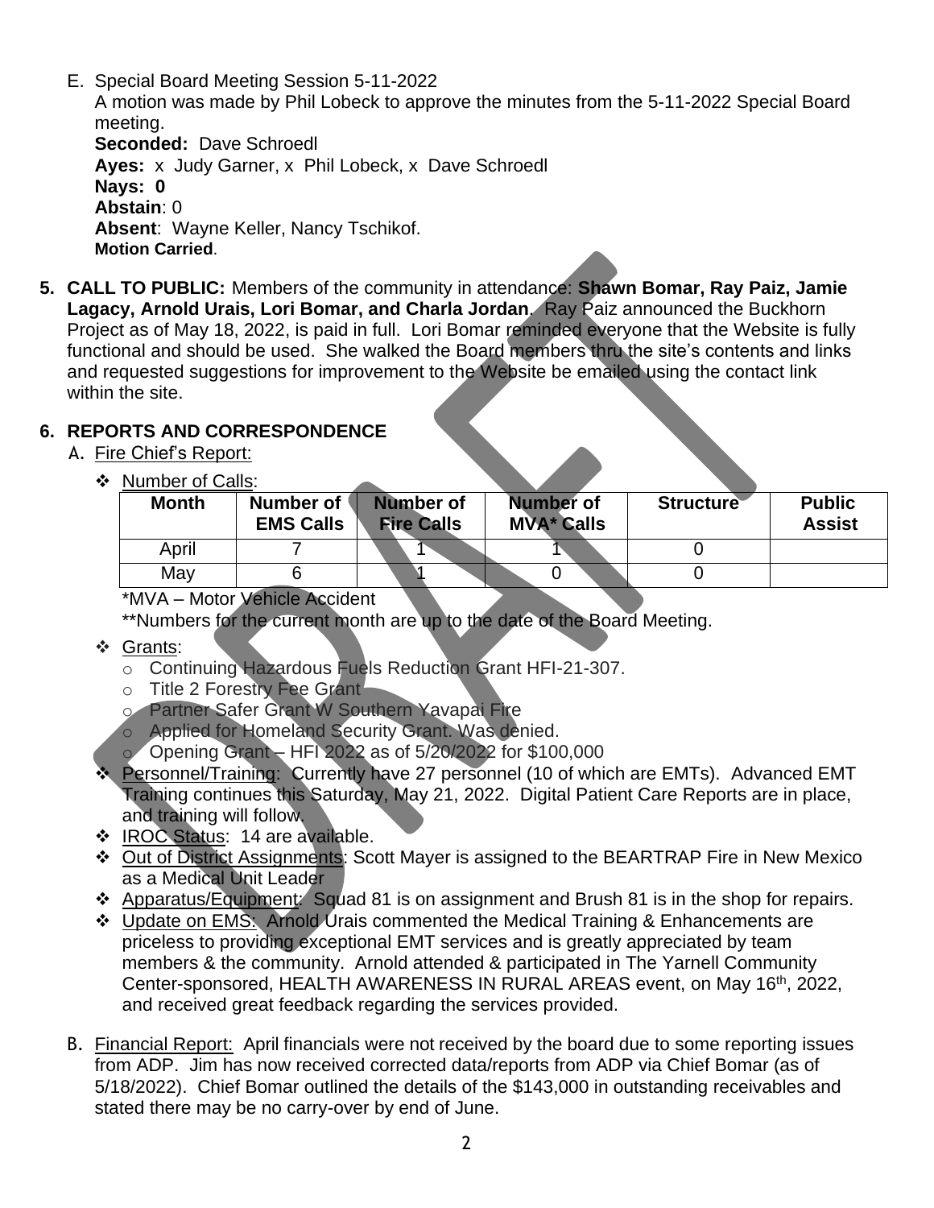E. Special Board Meeting Session 5-11-2022

A motion was made by Phil Lobeck to approve the minutes from the 5-11-2022 Special Board meeting.

**Seconded:** Dave Schroedl

**Ayes:** x Judy Garner, x Phil Lobeck, x Dave Schroedl

**Nays: 0**

**Abstain**: 0

**Absent**: Wayne Keller, Nancy Tschikof.

**Motion Carried**.

**5. CALL TO PUBLIC:** Members of the community in attendance: **Shawn Bomar, Ray Paiz, Jamie Lagacy, Arnold Urais, Lori Bomar, and Charla Jordan**. Ray Paiz announced the Buckhorn Project as of May 18, 2022, is paid in full. Lori Bomar reminded everyone that the Website is fully functional and should be used. She walked the Board members thru the site's contents and links and requested suggestions for improvement to the Website be emailed using the contact link within the site.

**6. REPORTS AND CORRESPONDENCE**

A. Fire Chief's Report:

- Number of Calls:

| Month | Number of EMS Calls | Number of Fire Calls | Number of MVA* Calls | Structure | Public Assist |
|---|---|---|---|---|---|
| April | 7 | 1 | 1 | 0 | |
| May | 6 | 1 | 0 | 0 | |

*MVA – Motor Vehicle Accident

**Numbers for the current month are up to the date of the Board Meeting.

- Grants:
  - Continuing Hazardous Fuels Reduction Grant HFI-21-307.
  - Title 2 Forestry Fee Grant
  - Partner Safer Grant W Southern Yavapai Fire
  - Applied for Homeland Security Grant. Was denied.
  - Opening Grant – HFI 2022 as of 5/20/2022 for $100,000
- Personnel/Training: Currently have 27 personnel (10 of which are EMTs). Advanced EMT Training continues this Saturday, May 21, 2022. Digital Patient Care Reports are in place, and training will follow.
- IROC Status: 14 are available.
- Out of District Assignments: Scott Mayer is assigned to the BEARTRAP Fire in New Mexico as a Medical Unit Leader
- Apparatus/Equipment: Squad 81 is on assignment and Brush 81 is in the shop for repairs.
- Update on EMS: Arnold Urais commented the Medical Training & Enhancements are priceless to providing exceptional EMT services and is greatly appreciated by team members & the community. Arnold attended & participated in The Yarnell Community Center-sponsored, HEALTH AWARENESS IN RURAL AREAS event, on May 16th, 2022, and received great feedback regarding the services provided.

B. Financial Report: April financials were not received by the board due to some reporting issues from ADP. Jim has now received corrected data/reports from ADP via Chief Bomar (as of 5/18/2022). Chief Bomar outlined the details of the $143,000 in outstanding receivables and stated there may be no carry-over by end of June.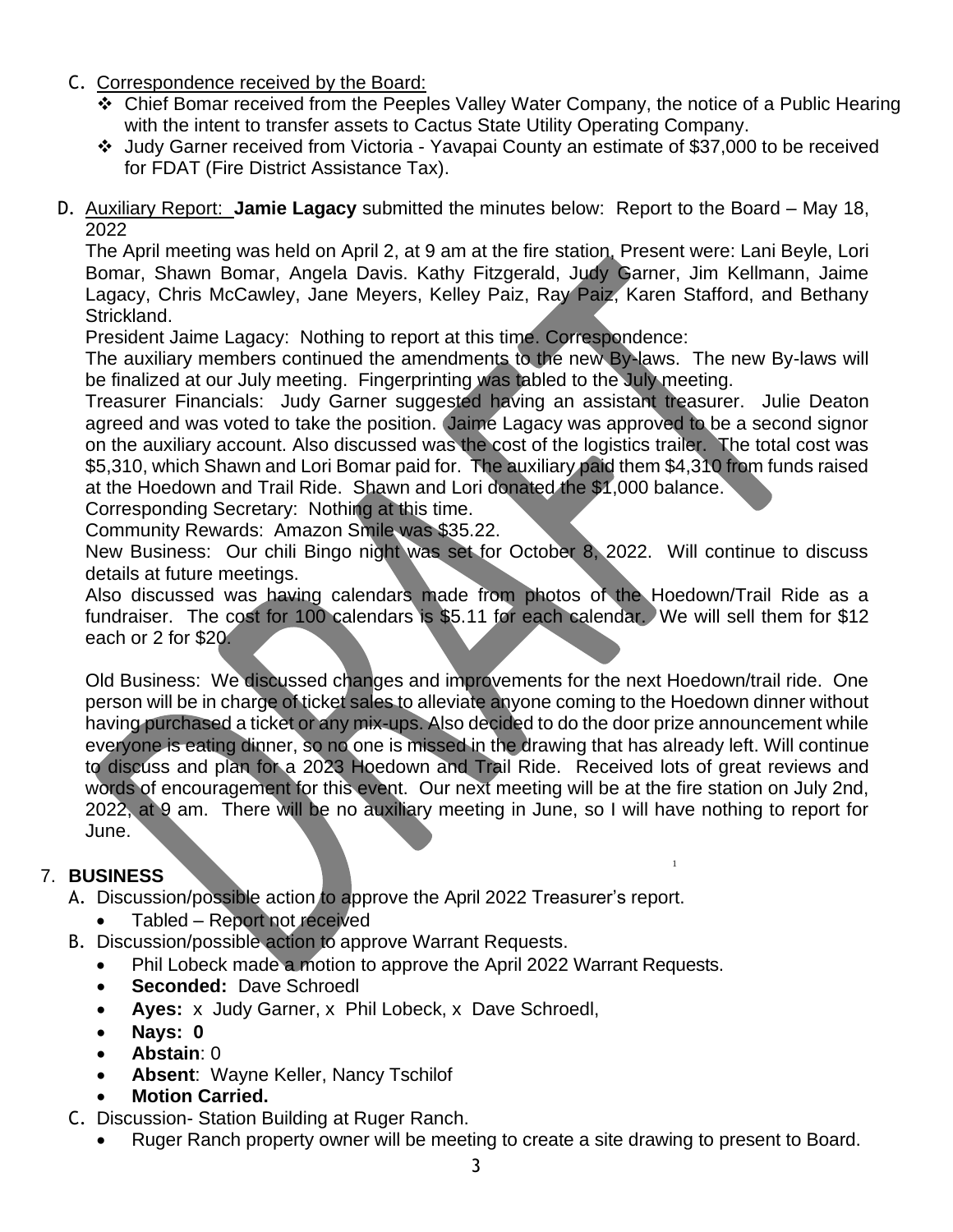C. Correspondence received by the Board:
- Chief Bomar received from the Peeples Valley Water Company, the notice of a Public Hearing with the intent to transfer assets to Cactus State Utility Operating Company.
- Judy Garner received from Victoria - Yavapai County an estimate of $37,000 to be received for FDAT (Fire District Assistance Tax).

D. Auxiliary Report: **Jamie Lagacy** submitted the minutes below: Report to the Board – May 18, 2022

The April meeting was held on April 2, at 9 am at the fire station, Present were: Lani Beyle, Lori Bomar, Shawn Bomar, Angela Davis. Kathy Fitzgerald, Judy Garner, Jim Kellmann, Jaime Lagacy, Chris McCawley, Jane Meyers, Kelley Paiz, Ray Paiz, Karen Stafford, and Bethany Strickland.

President Jaime Lagacy: Nothing to report at this time. Correspondence:

The auxiliary members continued the amendments to the new By-laws. The new By-laws will be finalized at our July meeting. Fingerprinting was tabled to the July meeting.

Treasurer Financials: Judy Garner suggested having an assistant treasurer. Julie Deaton agreed and was voted to take the position. Jaime Lagacy was approved to be a second signor on the auxiliary account. Also discussed was the cost of the logistics trailer. The total cost was $5,310, which Shawn and Lori Bomar paid for. The auxiliary paid them $4,310 from funds raised at the Hoedown and Trail Ride. Shawn and Lori donated the $1,000 balance.

Corresponding Secretary: Nothing at this time.

Community Rewards: Amazon Smile was $35.22.

New Business: Our chili Bingo night was set for October 8, 2022. Will continue to discuss details at future meetings.

Also discussed was having calendars made from photos of the Hoedown/Trail Ride as a fundraiser. The cost for 100 calendars is $5.11 for each calendar. We will sell them for $12 each or 2 for $20.

Old Business: We discussed changes and improvements for the next Hoedown/trail ride. One person will be in charge of ticket sales to alleviate anyone coming to the Hoedown dinner without having purchased a ticket or any mix-ups. Also decided to do the door prize announcement while everyone is eating dinner, so no one is missed in the drawing that has already left. Will continue to discuss and plan for a 2023 Hoedown and Trail Ride. Received lots of great reviews and words of encouragement for this event. Our next meeting will be at the fire station on July 2nd, 2022, at 9 am. There will be no auxiliary meeting in June, so I will have nothing to report for June.

## 7. BUSINESS

A. Discussion/possible action to approve the April 2022 Treasurer's report.
- Tabled – Report not received

B. Discussion/possible action to approve Warrant Requests.
- Phil Lobeck made a motion to approve the April 2022 Warrant Requests.
- **Seconded:** Dave Schroedl
- **Ayes:** x Judy Garner, x Phil Lobeck, x Dave Schroedl,
- **Nays: 0**
- **Abstain**: 0
- **Absent**: Wayne Keller, Nancy Tschilof
- **Motion Carried.**

C. Discussion- Station Building at Ruger Ranch.
- Ruger Ranch property owner will be meeting to create a site drawing to present to Board.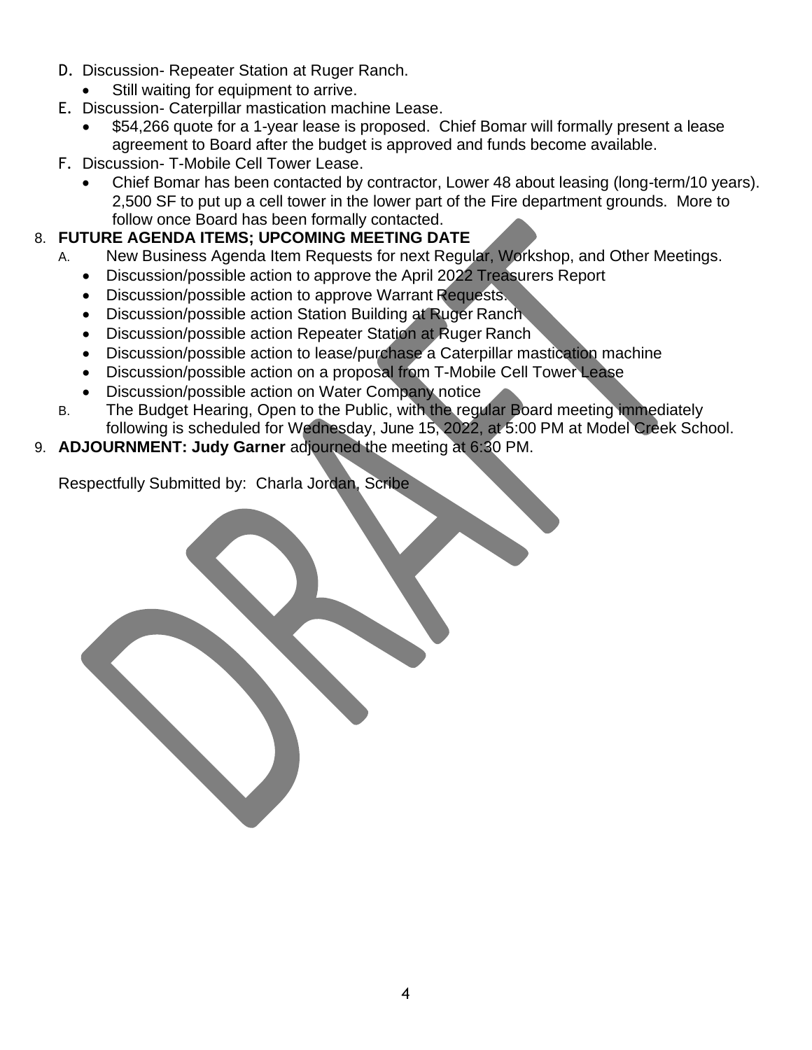D. Discussion- Repeater Station at Ruger Ranch.
   - Still waiting for equipment to arrive.

E. Discussion- Caterpillar mastication machine Lease.
   - $54,266 quote for a 1-year lease is proposed. Chief Bomar will formally present a lease agreement to Board after the budget is approved and funds become available.

F. Discussion- T-Mobile Cell Tower Lease.
   - Chief Bomar has been contacted by contractor, Lower 48 about leasing (long-term/10 years). 2,500 SF to put up a cell tower in the lower part of the Fire department grounds. More to follow once Board has been formally contacted.

8. **FUTURE AGENDA ITEMS; UPCOMING MEETING DATE**
   A. New Business Agenda Item Requests for next Regular, Workshop, and Other Meetings.
      - Discussion/possible action to approve the April 2022 Treasurers Report
      - Discussion/possible action to approve Warrant Requests.
      - Discussion/possible action Station Building at Ruger Ranch
      - Discussion/possible action Repeater Station at Ruger Ranch
      - Discussion/possible action to lease/purchase a Caterpillar mastication machine
      - Discussion/possible action on a proposal from T-Mobile Cell Tower Lease
      - Discussion/possible action on Water Company notice

   B. The Budget Hearing, Open to the Public, with the regular Board meeting immediately following is scheduled for Wednesday, June 15, 2022, at 5:00 PM at Model Creek School.

9. **ADJOURNMENT: Judy Garner** adjourned the meeting at 6:30 PM.

Respectfully Submitted by: Charla Jordan, Scribe